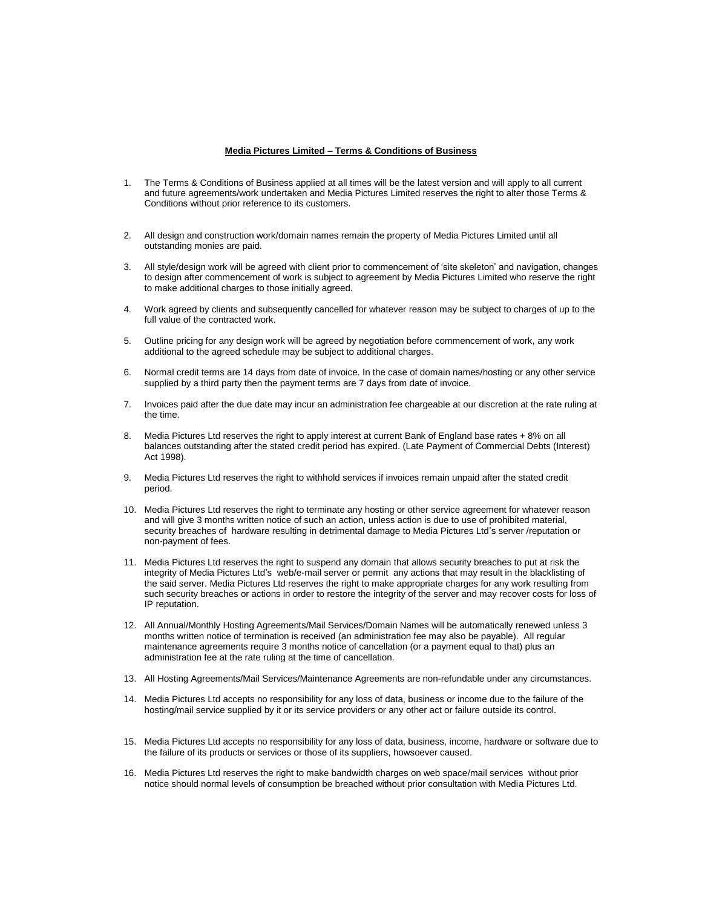**Media Pictures Limited – Terms & Conditions of Business**

1. The Terms & Conditions of Business applied at all times will be the latest version and will apply to all current and future agreements/work undertaken and Media Pictures Limited reserves the right to alter those Terms & Conditions without prior reference to its customers.

2. All design and construction work/domain names remain the property of Media Pictures Limited until all outstanding monies are paid.

3. All style/design work will be agreed with client prior to commencement of 'site skeleton' and navigation, changes to design after commencement of work is subject to agreement by Media Pictures Limited who reserve the right to make additional charges to those initially agreed.

4. Work agreed by clients and subsequently cancelled for whatever reason may be subject to charges of up to the full value of the contracted work.

5. Outline pricing for any design work will be agreed by negotiation before commencement of work, any work additional to the agreed schedule may be subject to additional charges.

6. Normal credit terms are 14 days from date of invoice. In the case of domain names/hosting or any other service supplied by a third party then the payment terms are 7 days from date of invoice.

7. Invoices paid after the due date may incur an administration fee chargeable at our discretion at the rate ruling at the time.

8. Media Pictures Ltd reserves the right to apply interest at current Bank of England base rates + 8% on all balances outstanding after the stated credit period has expired. (Late Payment of Commercial Debts (Interest) Act 1998).

9. Media Pictures Ltd reserves the right to withhold services if invoices remain unpaid after the stated credit period.

10. Media Pictures Ltd reserves the right to terminate any hosting or other service agreement for whatever reason and will give 3 months written notice of such an action, unless action is due to use of prohibited material, security breaches of hardware resulting in detrimental damage to Media Pictures Ltd's server /reputation or non-payment of fees.

11. Media Pictures Ltd reserves the right to suspend any domain that allows security breaches to put at risk the integrity of Media Pictures Ltd's web/e-mail server or permit any actions that may result in the blacklisting of the said server. Media Pictures Ltd reserves the right to make appropriate charges for any work resulting from such security breaches or actions in order to restore the integrity of the server and may recover costs for loss of IP reputation.

12. All Annual/Monthly Hosting Agreements/Mail Services/Domain Names will be automatically renewed unless 3 months written notice of termination is received (an administration fee may also be payable). All regular maintenance agreements require 3 months notice of cancellation (or a payment equal to that) plus an administration fee at the rate ruling at the time of cancellation.

13. All Hosting Agreements/Mail Services/Maintenance Agreements are non-refundable under any circumstances.

14. Media Pictures Ltd accepts no responsibility for any loss of data, business or income due to the failure of the hosting/mail service supplied by it or its service providers or any other act or failure outside its control.

15. Media Pictures Ltd accepts no responsibility for any loss of data, business, income, hardware or software due to the failure of its products or services or those of its suppliers, howsoever caused.

16. Media Pictures Ltd reserves the right to make bandwidth charges on web space/mail services without prior notice should normal levels of consumption be breached without prior consultation with Media Pictures Ltd.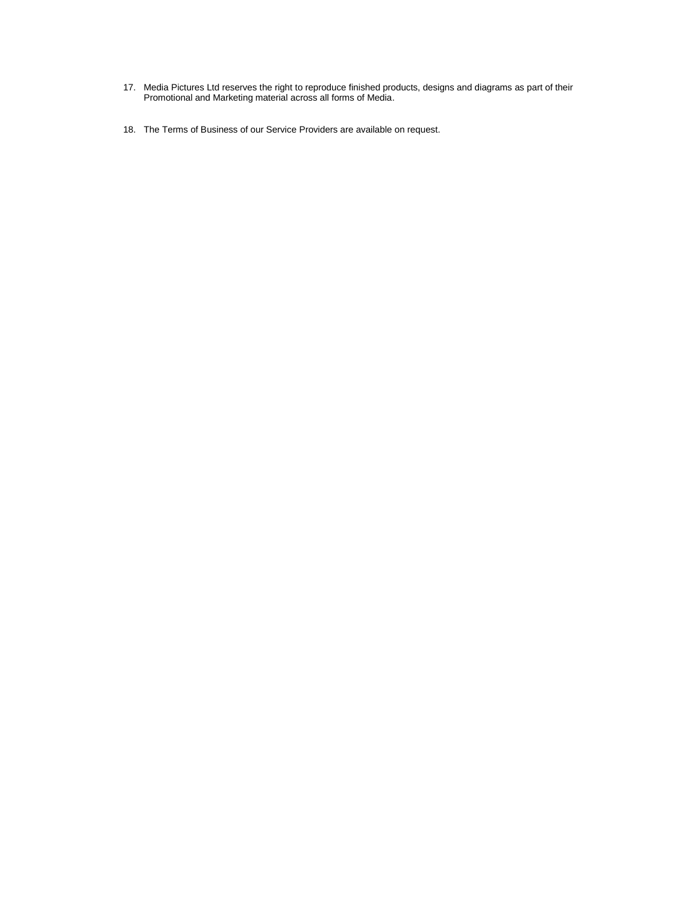17. Media Pictures Ltd reserves the right to reproduce finished products, designs and diagrams as part of their Promotional and Marketing material across all forms of Media.

18. The Terms of Business of our Service Providers are available on request.